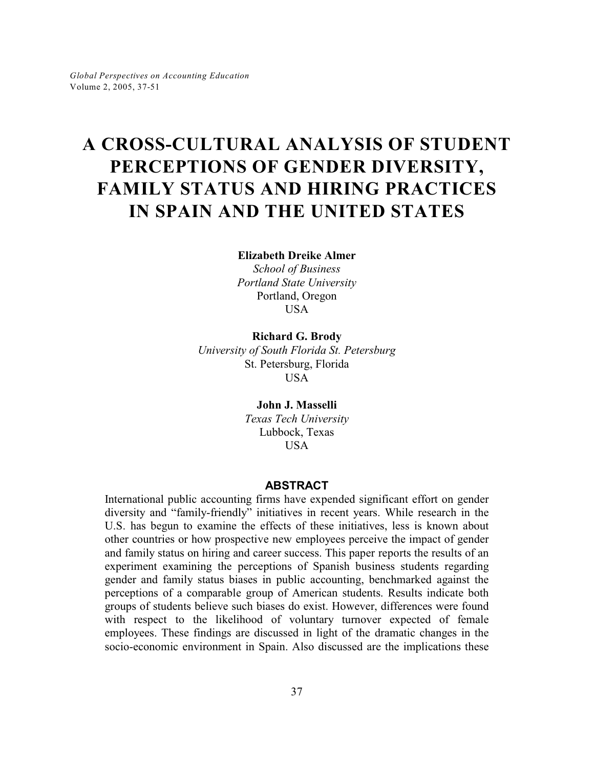# A CROSS-CULTURAL ANALYSIS OF STUDENT PERCEPTIONS OF GENDER DIVERSITY, FAMILY STATUS AND HIRING PRACTICES IN SPAIN AND THE UNITED STATES

**Elizabeth Dreike Almer**
*School of Business*
*Portland State University*
Portland, Oregon
USA

**Richard G. Brody**
*University of South Florida St. Petersburg*
St. Petersburg, Florida
USA

**John J. Masselli**
*Texas Tech University*
Lubbock, Texas
USA

## ABSTRACT

International public accounting firms have expended significant effort on gender diversity and "family-friendly" initiatives in recent years. While research in the U.S. has begun to examine the effects of these initiatives, less is known about other countries or how prospective new employees perceive the impact of gender and family status on hiring and career success. This paper reports the results of an experiment examining the perceptions of Spanish business students regarding gender and family status biases in public accounting, benchmarked against the perceptions of a comparable group of American students. Results indicate both groups of students believe such biases do exist. However, differences were found with respect to the likelihood of voluntary turnover expected of female employees. These findings are discussed in light of the dramatic changes in the socio-economic environment in Spain. Also discussed are the implications these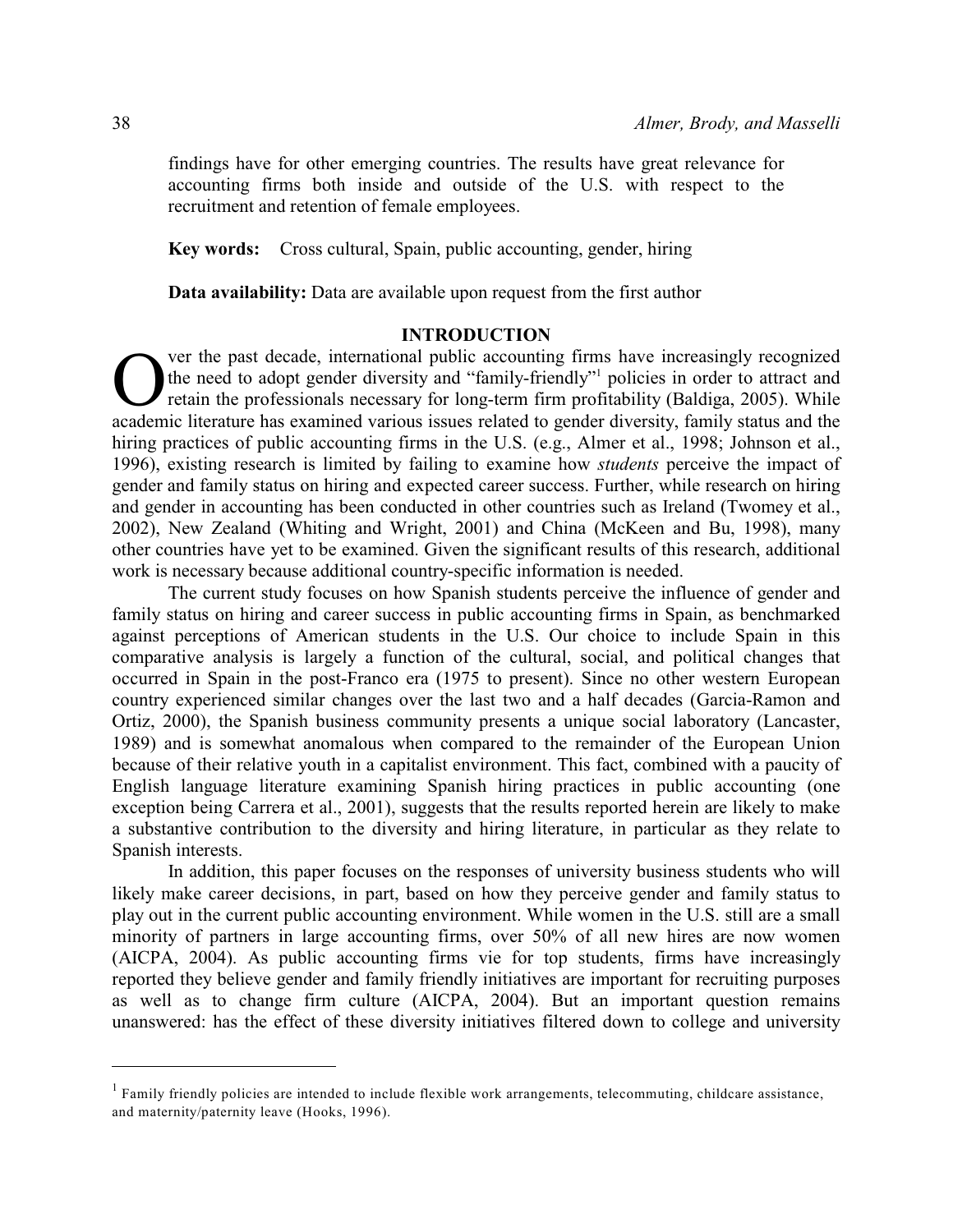findings have for other emerging countries. The results have great relevance for accounting firms both inside and outside of the U.S. with respect to the recruitment and retention of female employees.

**Key words:** Cross cultural, Spain, public accounting, gender, hiring

**Data availability:** Data are available upon request from the first author

## INTRODUCTION

Over the past decade, international public accounting firms have increasingly recognized the need to adopt gender diversity and "family-friendly"[1] policies in order to attract and retain the professionals necessary for long-term firm profitability (Baldiga, 2005). While academic literature has examined various issues related to gender diversity, family status and the hiring practices of public accounting firms in the U.S. (e.g., Almer et al., 1998; Johnson et al., 1996), existing research is limited by failing to examine how *students* perceive the impact of gender and family status on hiring and expected career success. Further, while research on hiring and gender in accounting has been conducted in other countries such as Ireland (Twomey et al., 2002), New Zealand (Whiting and Wright, 2001) and China (McKeen and Bu, 1998), many other countries have yet to be examined. Given the significant results of this research, additional work is necessary because additional country-specific information is needed.

The current study focuses on how Spanish students perceive the influence of gender and family status on hiring and career success in public accounting firms in Spain, as benchmarked against perceptions of American students in the U.S. Our choice to include Spain in this comparative analysis is largely a function of the cultural, social, and political changes that occurred in Spain in the post-Franco era (1975 to present). Since no other western European country experienced similar changes over the last two and a half decades (Garcia-Ramon and Ortiz, 2000), the Spanish business community presents a unique social laboratory (Lancaster, 1989) and is somewhat anomalous when compared to the remainder of the European Union because of their relative youth in a capitalist environment. This fact, combined with a paucity of English language literature examining Spanish hiring practices in public accounting (one exception being Carrera et al., 2001), suggests that the results reported herein are likely to make a substantive contribution to the diversity and hiring literature, in particular as they relate to Spanish interests.

In addition, this paper focuses on the responses of university business students who will likely make career decisions, in part, based on how they perceive gender and family status to play out in the current public accounting environment. While women in the U.S. still are a small minority of partners in large accounting firms, over 50% of all new hires are now women (AICPA, 2004). As public accounting firms vie for top students, firms have increasingly reported they believe gender and family friendly initiatives are important for recruiting purposes as well as to change firm culture (AICPA, 2004). But an important question remains unanswered: has the effect of these diversity initiatives filtered down to college and university

---

[1] Family friendly policies are intended to include flexible work arrangements, telecommuting, childcare assistance, and maternity/paternity leave (Hooks, 1996).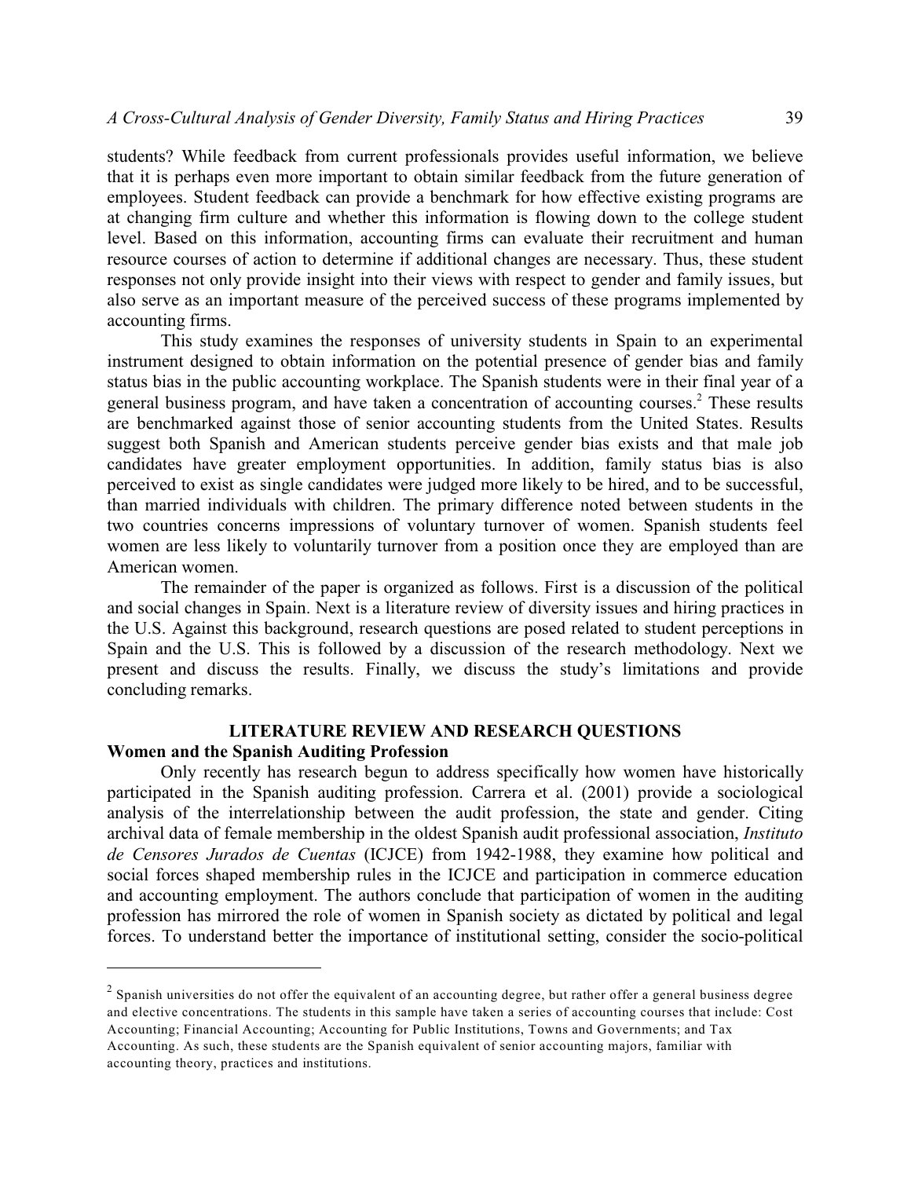students? While feedback from current professionals provides useful information, we believe that it is perhaps even more important to obtain similar feedback from the future generation of employees. Student feedback can provide a benchmark for how effective existing programs are at changing firm culture and whether this information is flowing down to the college student level. Based on this information, accounting firms can evaluate their recruitment and human resource courses of action to determine if additional changes are necessary. Thus, these student responses not only provide insight into their views with respect to gender and family issues, but also serve as an important measure of the perceived success of these programs implemented by accounting firms.

This study examines the responses of university students in Spain to an experimental instrument designed to obtain information on the potential presence of gender bias and family status bias in the public accounting workplace. The Spanish students were in their final year of a general business program, and have taken a concentration of accounting courses.[2] These results are benchmarked against those of senior accounting students from the United States. Results suggest both Spanish and American students perceive gender bias exists and that male job candidates have greater employment opportunities. In addition, family status bias is also perceived to exist as single candidates were judged more likely to be hired, and to be successful, than married individuals with children. The primary difference noted between students in the two countries concerns impressions of voluntary turnover of women. Spanish students feel women are less likely to voluntarily turnover from a position once they are employed than are American women.

The remainder of the paper is organized as follows. First is a discussion of the political and social changes in Spain. Next is a literature review of diversity issues and hiring practices in the U.S. Against this background, research questions are posed related to student perceptions in Spain and the U.S. This is followed by a discussion of the research methodology. Next we present and discuss the results. Finally, we discuss the study's limitations and provide concluding remarks.

## LITERATURE REVIEW AND RESEARCH QUESTIONS

### Women and the Spanish Auditing Profession

Only recently has research begun to address specifically how women have historically participated in the Spanish auditing profession. Carrera et al. (2001) provide a sociological analysis of the interrelationship between the audit profession, the state and gender. Citing archival data of female membership in the oldest Spanish audit professional association, *Instituto de Censores Jurados de Cuentas* (ICJCE) from 1942-1988, they examine how political and social forces shaped membership rules in the ICJCE and participation in commerce education and accounting employment. The authors conclude that participation of women in the auditing profession has mirrored the role of women in Spanish society as dictated by political and legal forces. To understand better the importance of institutional setting, consider the socio-political

---

[2] Spanish universities do not offer the equivalent of an accounting degree, but rather offer a general business degree and elective concentrations. The students in this sample have taken a series of accounting courses that include: Cost Accounting; Financial Accounting; Accounting for Public Institutions, Towns and Governments; and Tax Accounting. As such, these students are the Spanish equivalent of senior accounting majors, familiar with accounting theory, practices and institutions.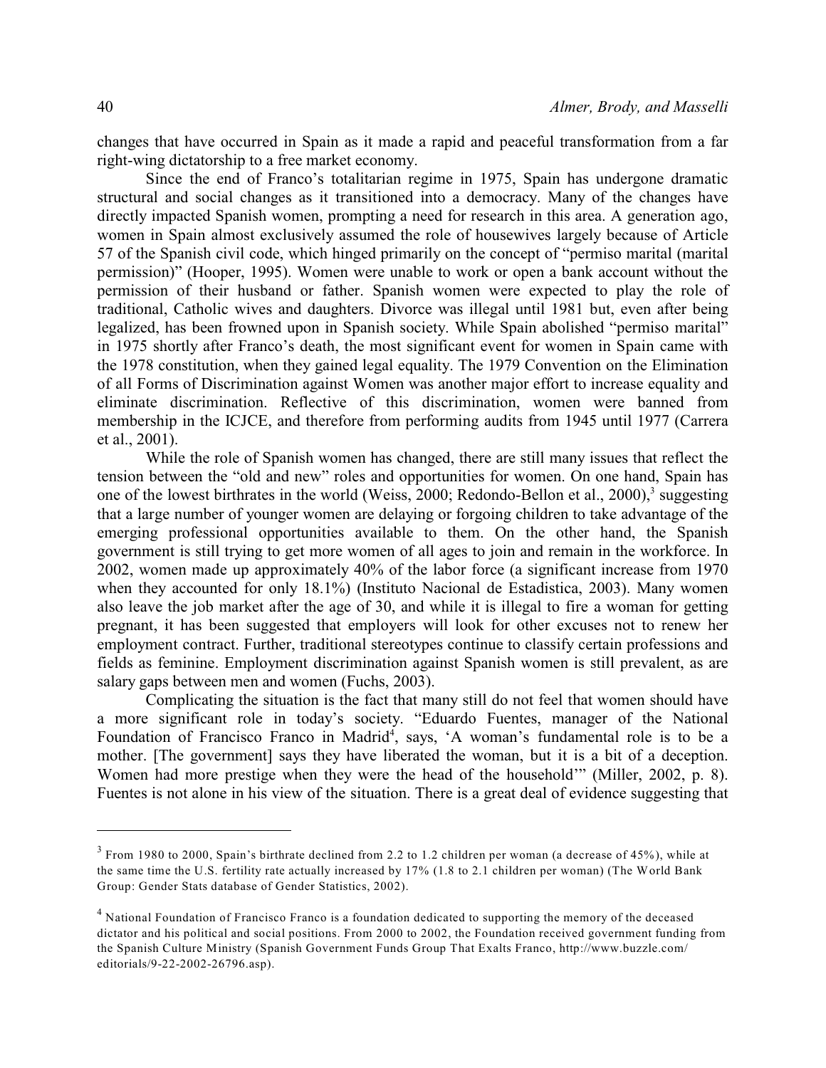changes that have occurred in Spain as it made a rapid and peaceful transformation from a far right-wing dictatorship to a free market economy.

Since the end of Franco's totalitarian regime in 1975, Spain has undergone dramatic structural and social changes as it transitioned into a democracy. Many of the changes have directly impacted Spanish women, prompting a need for research in this area. A generation ago, women in Spain almost exclusively assumed the role of housewives largely because of Article 57 of the Spanish civil code, which hinged primarily on the concept of "permiso marital (marital permission)" (Hooper, 1995). Women were unable to work or open a bank account without the permission of their husband or father. Spanish women were expected to play the role of traditional, Catholic wives and daughters. Divorce was illegal until 1981 but, even after being legalized, has been frowned upon in Spanish society. While Spain abolished "permiso marital" in 1975 shortly after Franco's death, the most significant event for women in Spain came with the 1978 constitution, when they gained legal equality. The 1979 Convention on the Elimination of all Forms of Discrimination against Women was another major effort to increase equality and eliminate discrimination. Reflective of this discrimination, women were banned from membership in the ICJCE, and therefore from performing audits from 1945 until 1977 (Carrera et al., 2001).

While the role of Spanish women has changed, there are still many issues that reflect the tension between the "old and new" roles and opportunities for women. On one hand, Spain has one of the lowest birthrates in the world (Weiss, 2000; Redondo-Bellon et al., 2000),[3] suggesting that a large number of younger women are delaying or forgoing children to take advantage of the emerging professional opportunities available to them. On the other hand, the Spanish government is still trying to get more women of all ages to join and remain in the workforce. In 2002, women made up approximately 40% of the labor force (a significant increase from 1970 when they accounted for only 18.1%) (Instituto Nacional de Estadistica, 2003). Many women also leave the job market after the age of 30, and while it is illegal to fire a woman for getting pregnant, it has been suggested that employers will look for other excuses not to renew her employment contract. Further, traditional stereotypes continue to classify certain professions and fields as feminine. Employment discrimination against Spanish women is still prevalent, as are salary gaps between men and women (Fuchs, 2003).

Complicating the situation is the fact that many still do not feel that women should have a more significant role in today's society. "Eduardo Fuentes, manager of the National Foundation of Francisco Franco in Madrid[4], says, 'A woman's fundamental role is to be a mother. [The government] says they have liberated the woman, but it is a bit of a deception. Women had more prestige when they were the head of the household'" (Miller, 2002, p. 8). Fuentes is not alone in his view of the situation. There is a great deal of evidence suggesting that

---

[3] From 1980 to 2000, Spain's birthrate declined from 2.2 to 1.2 children per woman (a decrease of 45%), while at the same time the U.S. fertility rate actually increased by 17% (1.8 to 2.1 children per woman) (The World Bank Group: Gender Stats database of Gender Statistics, 2002).

[4] National Foundation of Francisco Franco is a foundation dedicated to supporting the memory of the deceased dictator and his political and social positions. From 2000 to 2002, the Foundation received government funding from the Spanish Culture Ministry (Spanish Government Funds Group That Exalts Franco, http://www.buzzle.com/editorials/9-22-2002-26796.asp).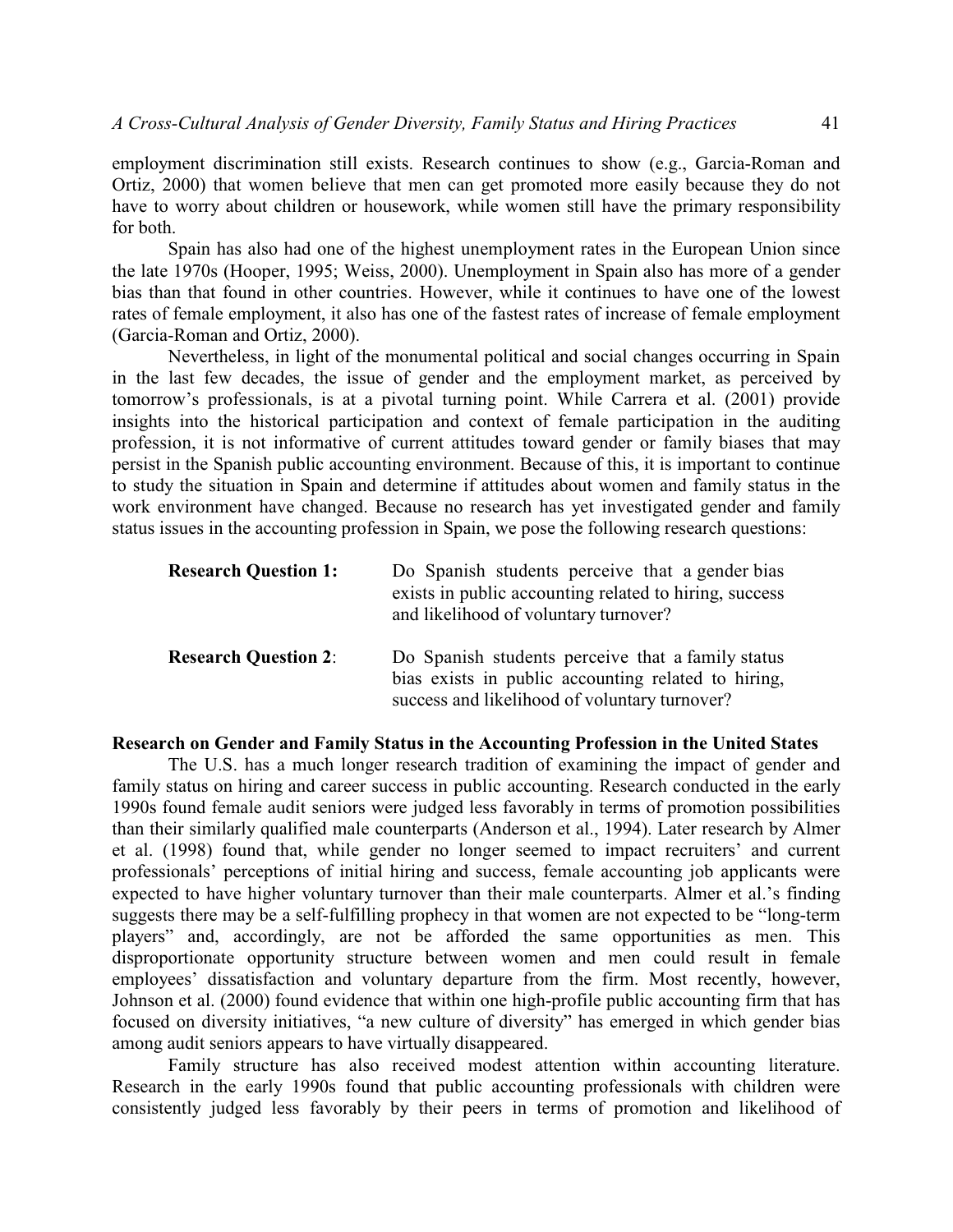employment discrimination still exists. Research continues to show (e.g., Garcia-Roman and Ortiz, 2000) that women believe that men can get promoted more easily because they do not have to worry about children or housework, while women still have the primary responsibility for both.

Spain has also had one of the highest unemployment rates in the European Union since the late 1970s (Hooper, 1995; Weiss, 2000). Unemployment in Spain also has more of a gender bias than that found in other countries. However, while it continues to have one of the lowest rates of female employment, it also has one of the fastest rates of increase of female employment (Garcia-Roman and Ortiz, 2000).

Nevertheless, in light of the monumental political and social changes occurring in Spain in the last few decades, the issue of gender and the employment market, as perceived by tomorrow's professionals, is at a pivotal turning point. While Carrera et al. (2001) provide insights into the historical participation and context of female participation in the auditing profession, it is not informative of current attitudes toward gender or family biases that may persist in the Spanish public accounting environment. Because of this, it is important to continue to study the situation in Spain and determine if attitudes about women and family status in the work environment have changed. Because no research has yet investigated gender and family status issues in the accounting profession in Spain, we pose the following research questions:

**Research Question 1:** Do Spanish students perceive that a gender bias exists in public accounting related to hiring, success and likelihood of voluntary turnover?

**Research Question 2**: Do Spanish students perceive that a family status bias exists in public accounting related to hiring, success and likelihood of voluntary turnover?

**Research on Gender and Family Status in the Accounting Profession in the United States**

The U.S. has a much longer research tradition of examining the impact of gender and family status on hiring and career success in public accounting. Research conducted in the early 1990s found female audit seniors were judged less favorably in terms of promotion possibilities than their similarly qualified male counterparts (Anderson et al., 1994). Later research by Almer et al. (1998) found that, while gender no longer seemed to impact recruiters' and current professionals' perceptions of initial hiring and success, female accounting job applicants were expected to have higher voluntary turnover than their male counterparts. Almer et al.'s finding suggests there may be a self-fulfilling prophecy in that women are not expected to be "long-term players" and, accordingly, are not be afforded the same opportunities as men. This disproportionate opportunity structure between women and men could result in female employees' dissatisfaction and voluntary departure from the firm. Most recently, however, Johnson et al. (2000) found evidence that within one high-profile public accounting firm that has focused on diversity initiatives, "a new culture of diversity" has emerged in which gender bias among audit seniors appears to have virtually disappeared.

Family structure has also received modest attention within accounting literature. Research in the early 1990s found that public accounting professionals with children were consistently judged less favorably by their peers in terms of promotion and likelihood of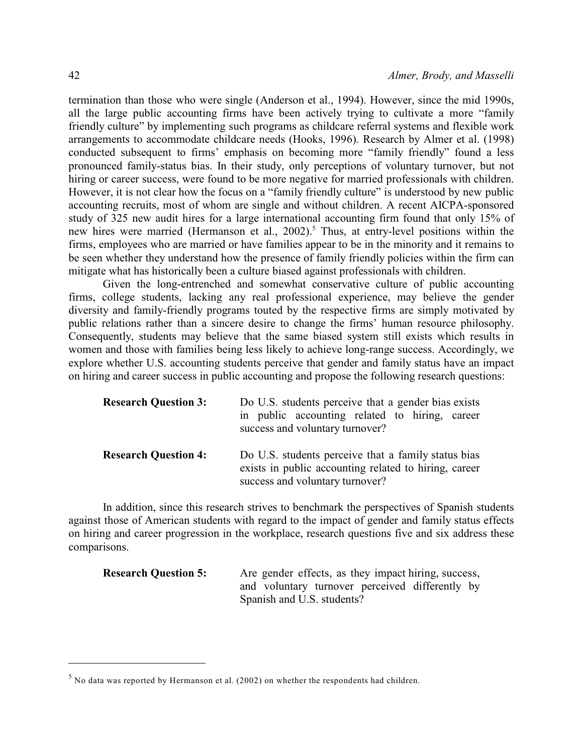termination than those who were single (Anderson et al., 1994). However, since the mid 1990s, all the large public accounting firms have been actively trying to cultivate a more "family friendly culture" by implementing such programs as childcare referral systems and flexible work arrangements to accommodate childcare needs (Hooks, 1996). Research by Almer et al. (1998) conducted subsequent to firms' emphasis on becoming more "family friendly" found a less pronounced family-status bias. In their study, only perceptions of voluntary turnover, but not hiring or career success, were found to be more negative for married professionals with children. However, it is not clear how the focus on a "family friendly culture" is understood by new public accounting recruits, most of whom are single and without children. A recent AICPA-sponsored study of 325 new audit hires for a large international accounting firm found that only 15% of new hires were married (Hermanson et al., 2002).[5] Thus, at entry-level positions within the firms, employees who are married or have families appear to be in the minority and it remains to be seen whether they understand how the presence of family friendly policies within the firm can mitigate what has historically been a culture biased against professionals with children.

Given the long-entrenched and somewhat conservative culture of public accounting firms, college students, lacking any real professional experience, may believe the gender diversity and family-friendly programs touted by the respective firms are simply motivated by public relations rather than a sincere desire to change the firms' human resource philosophy. Consequently, students may believe that the same biased system still exists which results in women and those with families being less likely to achieve long-range success. Accordingly, we explore whether U.S. accounting students perceive that gender and family status have an impact on hiring and career success in public accounting and propose the following research questions:

**Research Question 3:** Do U.S. students perceive that a gender bias exists in public accounting related to hiring, career success and voluntary turnover?

**Research Question 4:** Do U.S. students perceive that a family status bias exists in public accounting related to hiring, career success and voluntary turnover?

In addition, since this research strives to benchmark the perspectives of Spanish students against those of American students with regard to the impact of gender and family status effects on hiring and career progression in the workplace, research questions five and six address these comparisons.

**Research Question 5:** Are gender effects, as they impact hiring, success, and voluntary turnover perceived differently by Spanish and U.S. students?

[5] No data was reported by Hermanson et al. (2002) on whether the respondents had children.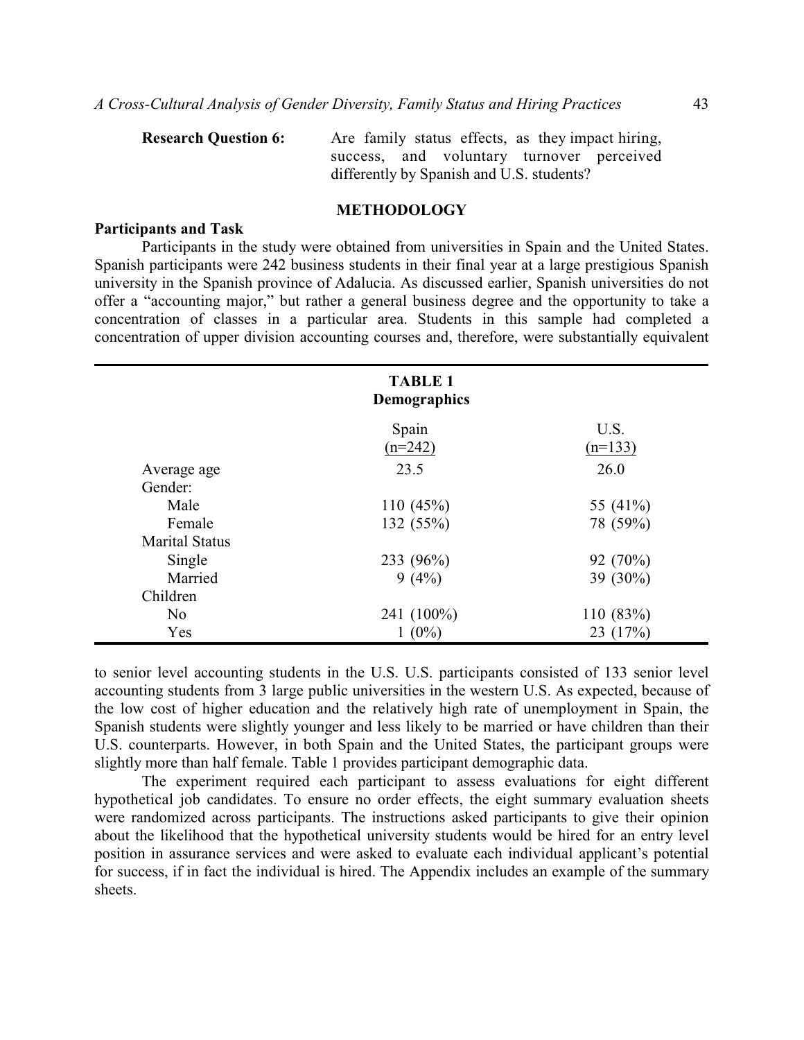**Research Question 6:** Are family status effects, as they impact hiring, success, and voluntary turnover perceived differently by Spanish and U.S. students?

## METHODOLOGY

### Participants and Task

Participants in the study were obtained from universities in Spain and the United States. Spanish participants were 242 business students in their final year at a large prestigious Spanish university in the Spanish province of Adalucia. As discussed earlier, Spanish universities do not offer a "accounting major," but rather a general business degree and the opportunity to take a concentration of classes in a particular area. Students in this sample had completed a concentration of upper division accounting courses and, therefore, were substantially equivalent to senior level accounting students in the U.S. U.S. participants consisted of 133 senior level accounting students from 3 large public universities in the western U.S. As expected, because of the low cost of higher education and the relatively high rate of unemployment in Spain, the Spanish students were slightly younger and less likely to be married or have children than their U.S. counterparts. However, in both Spain and the United States, the participant groups were slightly more than half female. Table 1 provides participant demographic data.

**TABLE 1**
**Demographics**

| | Spain (n=242) | U.S. (n=133) |
|---|---|---|
| Average age | 23.5 | 26.0 |
| Gender: | | |
| Male | 110 (45%) | 55 (41%) |
| Female | 132 (55%) | 78 (59%) |
| Marital Status | | |
| Single | 233 (96%) | 92 (70%) |
| Married | 9 (4%) | 39 (30%) |
| Children | | |
| No | 241 (100%) | 110 (83%) |
| Yes | 1 (0%) | 23 (17%) |

The experiment required each participant to assess evaluations for eight different hypothetical job candidates. To ensure no order effects, the eight summary evaluation sheets were randomized across participants. The instructions asked participants to give their opinion about the likelihood that the hypothetical university students would be hired for an entry level position in assurance services and were asked to evaluate each individual applicant's potential for success, if in fact the individual is hired. The Appendix includes an example of the summary sheets.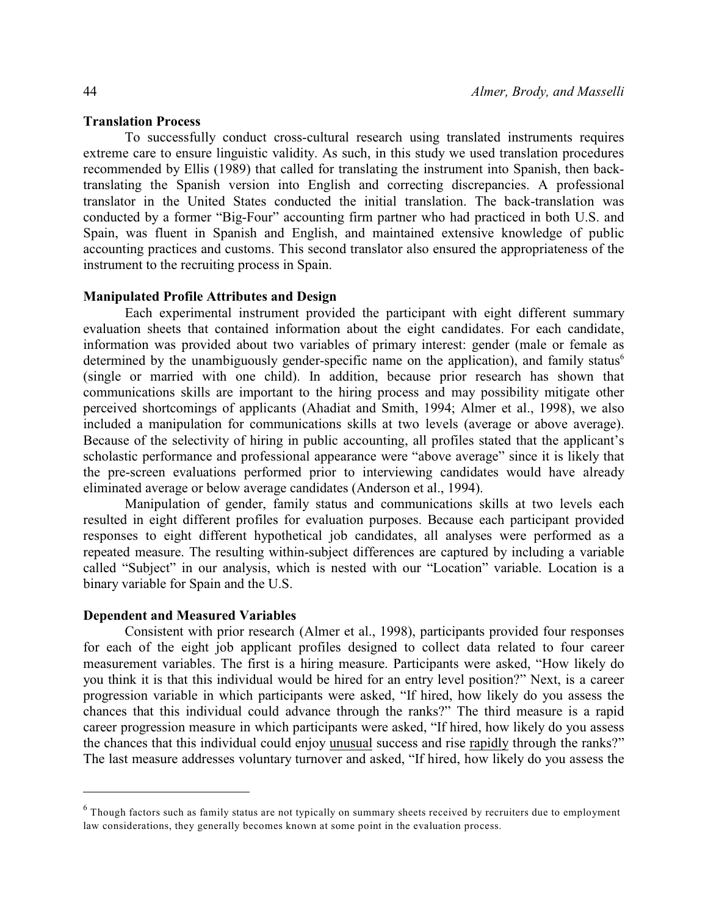### Translation Process

To successfully conduct cross-cultural research using translated instruments requires extreme care to ensure linguistic validity. As such, in this study we used translation procedures recommended by Ellis (1989) that called for translating the instrument into Spanish, then back-translating the Spanish version into English and correcting discrepancies. A professional translator in the United States conducted the initial translation. The back-translation was conducted by a former "Big-Four" accounting firm partner who had practiced in both U.S. and Spain, was fluent in Spanish and English, and maintained extensive knowledge of public accounting practices and customs. This second translator also ensured the appropriateness of the instrument to the recruiting process in Spain.

### Manipulated Profile Attributes and Design

Each experimental instrument provided the participant with eight different summary evaluation sheets that contained information about the eight candidates. For each candidate, information was provided about two variables of primary interest: gender (male or female as determined by the unambiguously gender-specific name on the application), and family status[6] (single or married with one child). In addition, because prior research has shown that communications skills are important to the hiring process and may possibility mitigate other perceived shortcomings of applicants (Ahadiat and Smith, 1994; Almer et al., 1998), we also included a manipulation for communications skills at two levels (average or above average). Because of the selectivity of hiring in public accounting, all profiles stated that the applicant's scholastic performance and professional appearance were "above average" since it is likely that the pre-screen evaluations performed prior to interviewing candidates would have already eliminated average or below average candidates (Anderson et al., 1994).

Manipulation of gender, family status and communications skills at two levels each resulted in eight different profiles for evaluation purposes. Because each participant provided responses to eight different hypothetical job candidates, all analyses were performed as a repeated measure. The resulting within-subject differences are captured by including a variable called "Subject" in our analysis, which is nested with our "Location" variable. Location is a binary variable for Spain and the U.S.

### Dependent and Measured Variables

Consistent with prior research (Almer et al., 1998), participants provided four responses for each of the eight job applicant profiles designed to collect data related to four career measurement variables. The first is a hiring measure. Participants were asked, "How likely do you think it is that this individual would be hired for an entry level position?" Next, is a career progression variable in which participants were asked, "If hired, how likely do you assess the chances that this individual could advance through the ranks?" The third measure is a rapid career progression measure in which participants were asked, "If hired, how likely do you assess the chances that this individual could enjoy <u>unusual</u> success and rise <u>rapidly</u> through the ranks?" The last measure addresses voluntary turnover and asked, "If hired, how likely do you assess the

---

[6] Though factors such as family status are not typically on summary sheets received by recruiters due to employment law considerations, they generally becomes known at some point in the evaluation process.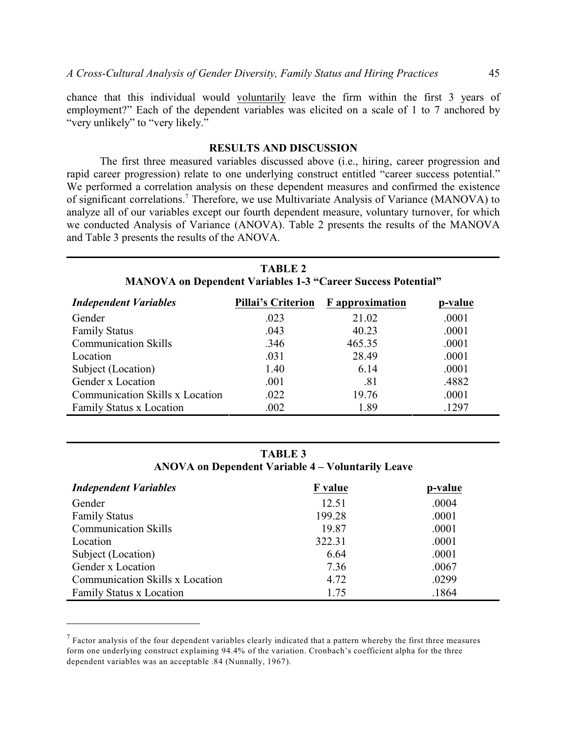chance that this individual would voluntarily leave the firm within the first 3 years of employment?" Each of the dependent variables was elicited on a scale of 1 to 7 anchored by "very unlikely" to "very likely."

## RESULTS AND DISCUSSION

The first three measured variables discussed above (i.e., hiring, career progression and rapid career progression) relate to one underlying construct entitled "career success potential." We performed a correlation analysis on these dependent measures and confirmed the existence of significant correlations.[7] Therefore, we use Multivariate Analysis of Variance (MANOVA) to analyze all of our variables except our fourth dependent measure, voluntary turnover, for which we conducted Analysis of Variance (ANOVA). Table 2 presents the results of the MANOVA and Table 3 presents the results of the ANOVA.

**TABLE 2**
**MANOVA on Dependent Variables 1-3 "Career Success Potential"**

| *Independent Variables* | Pillai's Criterion | F approximation | p-value |
|---|---|---|---|
| Gender | .023 | 21.02 | .0001 |
| Family Status | .043 | 40.23 | .0001 |
| Communication Skills | .346 | 465.35 | .0001 |
| Location | .031 | 28.49 | .0001 |
| Subject (Location) | 1.40 | 6.14 | .0001 |
| Gender x Location | .001 | .81 | .4882 |
| Communication Skills x Location | .022 | 19.76 | .0001 |
| Family Status x Location | .002 | 1.89 | .1297 |

**TABLE 3**
**ANOVA on Dependent Variable 4 – Voluntarily Leave**

| *Independent Variables* | F value | p-value |
|---|---|---|
| Gender | 12.51 | .0004 |
| Family Status | 199.28 | .0001 |
| Communication Skills | 19.87 | .0001 |
| Location | 322.31 | .0001 |
| Subject (Location) | 6.64 | .0001 |
| Gender x Location | 7.36 | .0067 |
| Communication Skills x Location | 4.72 | .0299 |
| Family Status x Location | 1.75 | .1864 |

[7] Factor analysis of the four dependent variables clearly indicated that a pattern whereby the first three measures form one underlying construct explaining 94.4% of the variation. Cronbach's coefficient alpha for the three dependent variables was an acceptable .84 (Nunnally, 1967).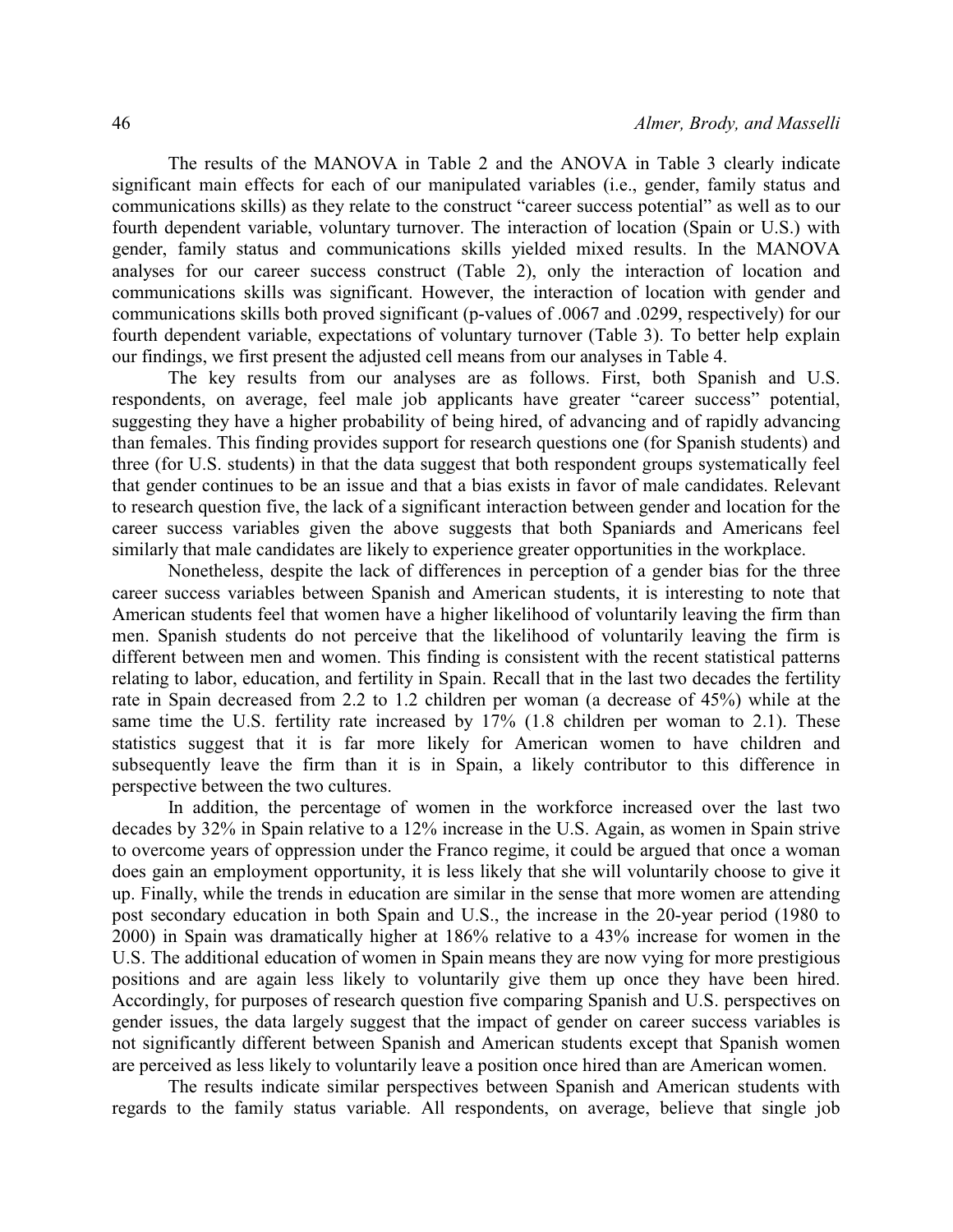The results of the MANOVA in Table 2 and the ANOVA in Table 3 clearly indicate significant main effects for each of our manipulated variables (i.e., gender, family status and communications skills) as they relate to the construct "career success potential" as well as to our fourth dependent variable, voluntary turnover. The interaction of location (Spain or U.S.) with gender, family status and communications skills yielded mixed results. In the MANOVA analyses for our career success construct (Table 2), only the interaction of location and communications skills was significant. However, the interaction of location with gender and communications skills both proved significant (p-values of .0067 and .0299, respectively) for our fourth dependent variable, expectations of voluntary turnover (Table 3). To better help explain our findings, we first present the adjusted cell means from our analyses in Table 4.

The key results from our analyses are as follows. First, both Spanish and U.S. respondents, on average, feel male job applicants have greater "career success" potential, suggesting they have a higher probability of being hired, of advancing and of rapidly advancing than females. This finding provides support for research questions one (for Spanish students) and three (for U.S. students) in that the data suggest that both respondent groups systematically feel that gender continues to be an issue and that a bias exists in favor of male candidates. Relevant to research question five, the lack of a significant interaction between gender and location for the career success variables given the above suggests that both Spaniards and Americans feel similarly that male candidates are likely to experience greater opportunities in the workplace.

Nonetheless, despite the lack of differences in perception of a gender bias for the three career success variables between Spanish and American students, it is interesting to note that American students feel that women have a higher likelihood of voluntarily leaving the firm than men. Spanish students do not perceive that the likelihood of voluntarily leaving the firm is different between men and women. This finding is consistent with the recent statistical patterns relating to labor, education, and fertility in Spain. Recall that in the last two decades the fertility rate in Spain decreased from 2.2 to 1.2 children per woman (a decrease of 45%) while at the same time the U.S. fertility rate increased by 17% (1.8 children per woman to 2.1). These statistics suggest that it is far more likely for American women to have children and subsequently leave the firm than it is in Spain, a likely contributor to this difference in perspective between the two cultures.

In addition, the percentage of women in the workforce increased over the last two decades by 32% in Spain relative to a 12% increase in the U.S. Again, as women in Spain strive to overcome years of oppression under the Franco regime, it could be argued that once a woman does gain an employment opportunity, it is less likely that she will voluntarily choose to give it up. Finally, while the trends in education are similar in the sense that more women are attending post secondary education in both Spain and U.S., the increase in the 20-year period (1980 to 2000) in Spain was dramatically higher at 186% relative to a 43% increase for women in the U.S. The additional education of women in Spain means they are now vying for more prestigious positions and are again less likely to voluntarily give them up once they have been hired. Accordingly, for purposes of research question five comparing Spanish and U.S. perspectives on gender issues, the data largely suggest that the impact of gender on career success variables is not significantly different between Spanish and American students except that Spanish women are perceived as less likely to voluntarily leave a position once hired than are American women.

The results indicate similar perspectives between Spanish and American students with regards to the family status variable. All respondents, on average, believe that single job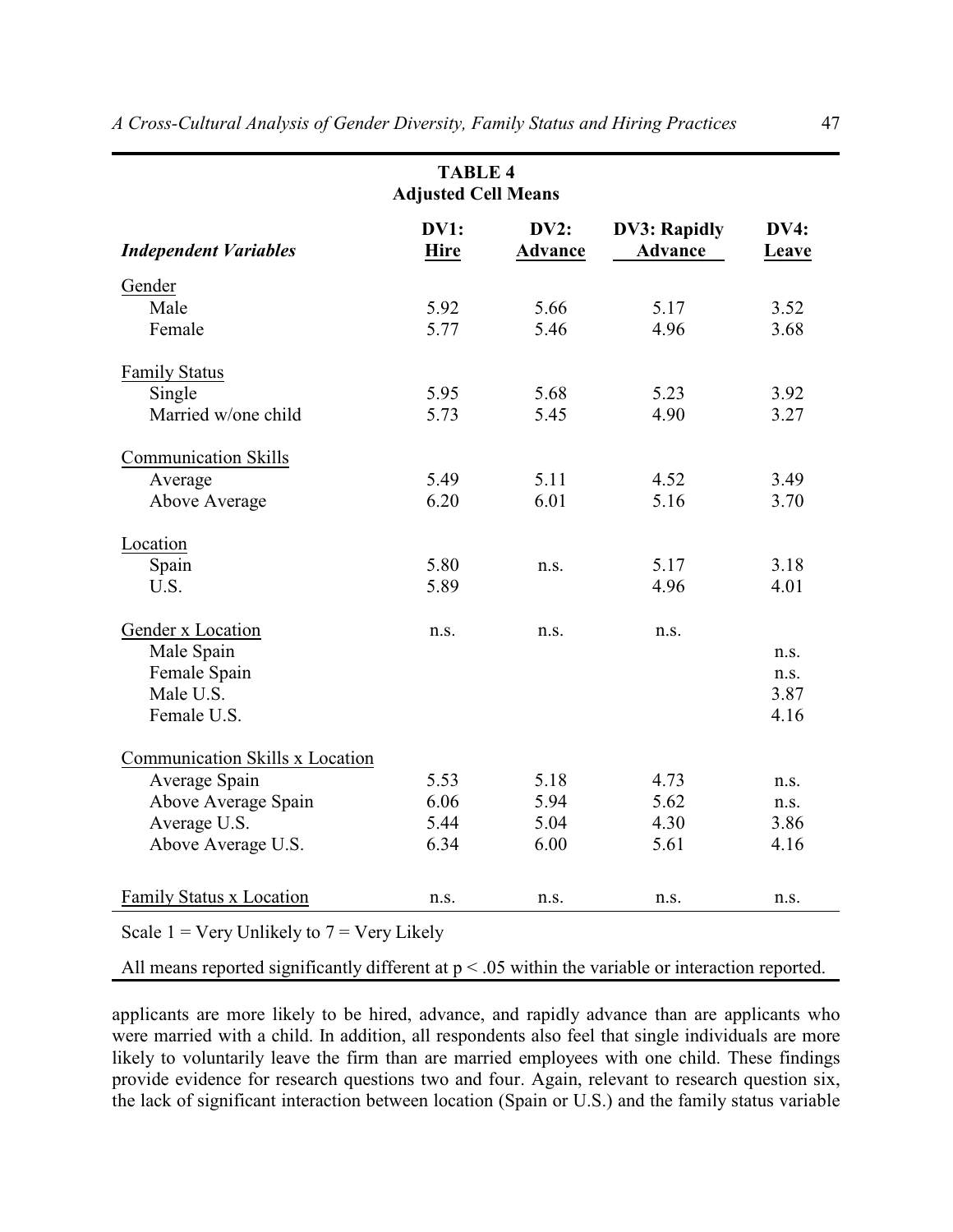**TABLE 4**
**Adjusted Cell Means**

| *Independent Variables* | DV1: Hire | DV2: Advance | DV3: Rapidly Advance | DV4: Leave |
|---|---|---|---|---|
| Gender | | | | |
| Male | 5.92 | 5.66 | 5.17 | 3.52 |
| Female | 5.77 | 5.46 | 4.96 | 3.68 |
| Family Status | | | | |
| Single | 5.95 | 5.68 | 5.23 | 3.92 |
| Married w/one child | 5.73 | 5.45 | 4.90 | 3.27 |
| Communication Skills | | | | |
| Average | 5.49 | 5.11 | 4.52 | 3.49 |
| Above Average | 6.20 | 6.01 | 5.16 | 3.70 |
| Location | | | | |
| Spain | 5.80 | n.s. | 5.17 | 3.18 |
| U.S. | 5.89 | | 4.96 | 4.01 |
| Gender x Location | n.s. | n.s. | n.s. | |
| Male Spain | | | | n.s. |
| Female Spain | | | | n.s. |
| Male U.S. | | | | 3.87 |
| Female U.S. | | | | 4.16 |
| Communication Skills x Location | | | | |
| Average Spain | 5.53 | 5.18 | 4.73 | n.s. |
| Above Average Spain | 6.06 | 5.94 | 5.62 | n.s. |
| Average U.S. | 5.44 | 5.04 | 4.30 | 3.86 |
| Above Average U.S. | 6.34 | 6.00 | 5.61 | 4.16 |
| Family Status x Location | n.s. | n.s. | n.s. | n.s. |

Scale 1 = Very Unlikely to 7 = Very Likely

All means reported significantly different at $p < .05$ within the variable or interaction reported.

applicants are more likely to be hired, advance, and rapidly advance than are applicants who were married with a child. In addition, all respondents also feel that single individuals are more likely to voluntarily leave the firm than are married employees with one child. These findings provide evidence for research questions two and four. Again, relevant to research question six, the lack of significant interaction between location (Spain or U.S.) and the family status variable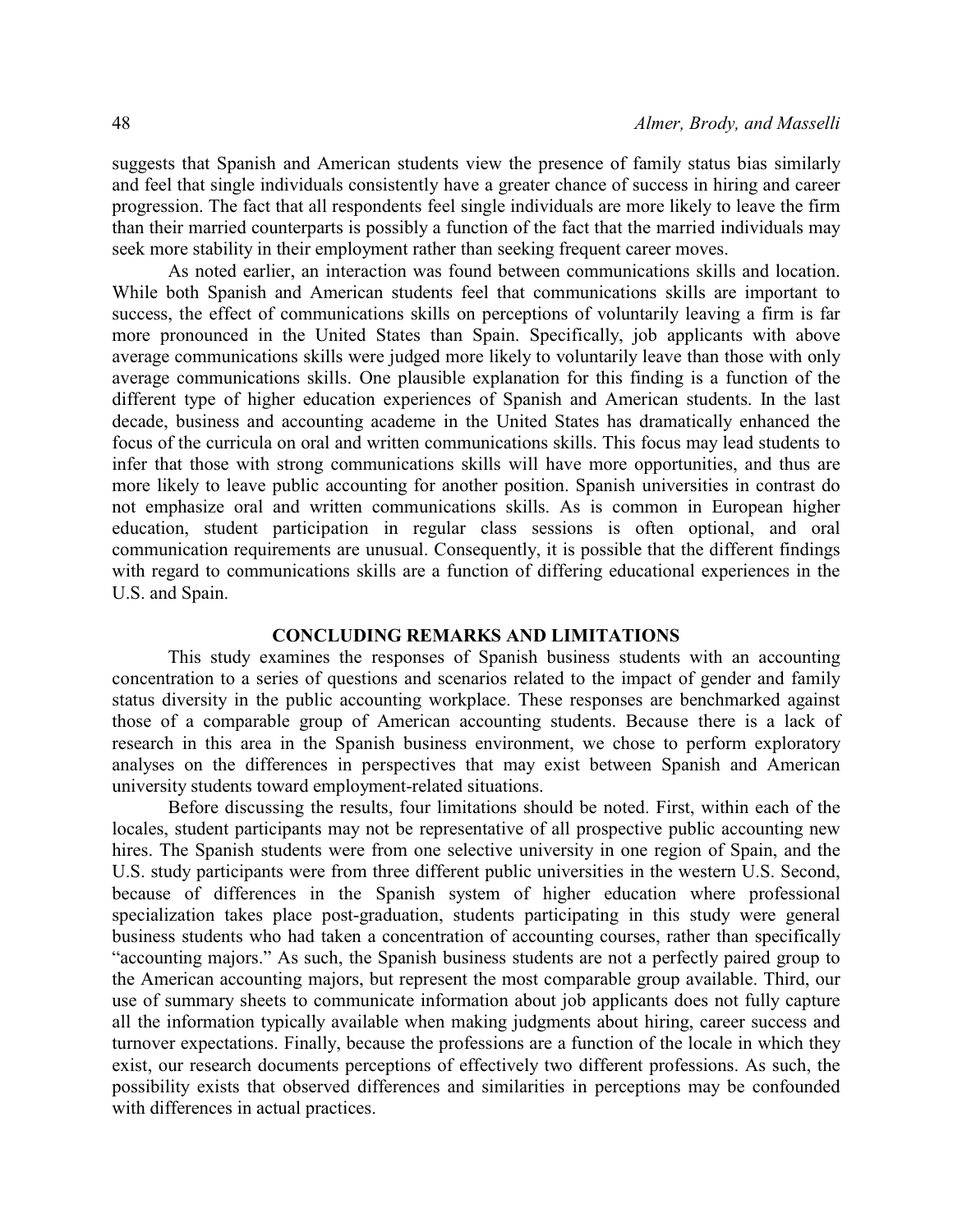suggests that Spanish and American students view the presence of family status bias similarly and feel that single individuals consistently have a greater chance of success in hiring and career progression. The fact that all respondents feel single individuals are more likely to leave the firm than their married counterparts is possibly a function of the fact that the married individuals may seek more stability in their employment rather than seeking frequent career moves.

As noted earlier, an interaction was found between communications skills and location. While both Spanish and American students feel that communications skills are important to success, the effect of communications skills on perceptions of voluntarily leaving a firm is far more pronounced in the United States than Spain. Specifically, job applicants with above average communications skills were judged more likely to voluntarily leave than those with only average communications skills. One plausible explanation for this finding is a function of the different type of higher education experiences of Spanish and American students. In the last decade, business and accounting academe in the United States has dramatically enhanced the focus of the curricula on oral and written communications skills. This focus may lead students to infer that those with strong communications skills will have more opportunities, and thus are more likely to leave public accounting for another position. Spanish universities in contrast do not emphasize oral and written communications skills. As is common in European higher education, student participation in regular class sessions is often optional, and oral communication requirements are unusual. Consequently, it is possible that the different findings with regard to communications skills are a function of differing educational experiences in the U.S. and Spain.

## CONCLUDING REMARKS AND LIMITATIONS

This study examines the responses of Spanish business students with an accounting concentration to a series of questions and scenarios related to the impact of gender and family status diversity in the public accounting workplace. These responses are benchmarked against those of a comparable group of American accounting students. Because there is a lack of research in this area in the Spanish business environment, we chose to perform exploratory analyses on the differences in perspectives that may exist between Spanish and American university students toward employment-related situations.

Before discussing the results, four limitations should be noted. First, within each of the locales, student participants may not be representative of all prospective public accounting new hires. The Spanish students were from one selective university in one region of Spain, and the U.S. study participants were from three different public universities in the western U.S. Second, because of differences in the Spanish system of higher education where professional specialization takes place post-graduation, students participating in this study were general business students who had taken a concentration of accounting courses, rather than specifically "accounting majors." As such, the Spanish business students are not a perfectly paired group to the American accounting majors, but represent the most comparable group available. Third, our use of summary sheets to communicate information about job applicants does not fully capture all the information typically available when making judgments about hiring, career success and turnover expectations. Finally, because the professions are a function of the locale in which they exist, our research documents perceptions of effectively two different professions. As such, the possibility exists that observed differences and similarities in perceptions may be confounded with differences in actual practices.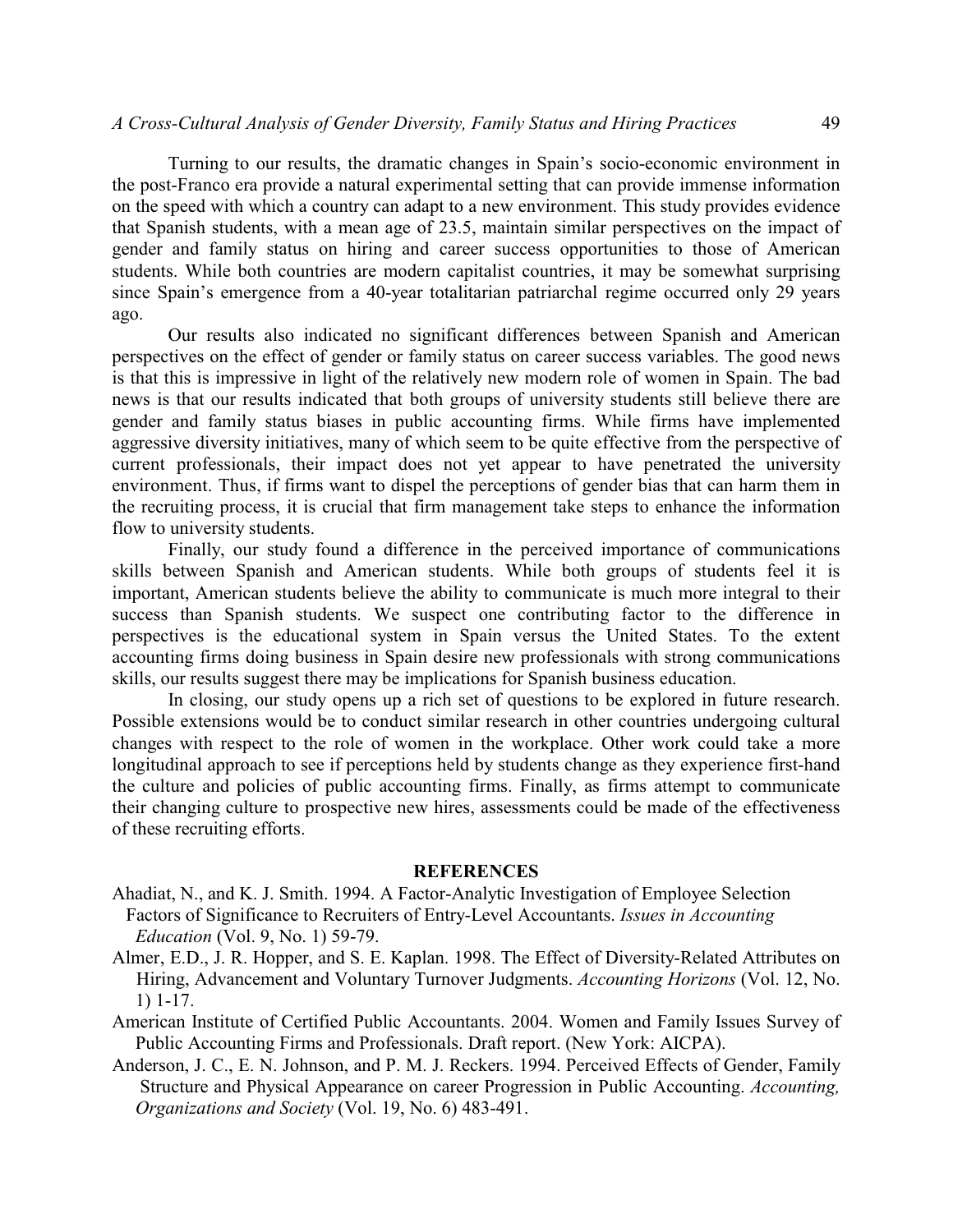Turning to our results, the dramatic changes in Spain's socio-economic environment in the post-Franco era provide a natural experimental setting that can provide immense information on the speed with which a country can adapt to a new environment. This study provides evidence that Spanish students, with a mean age of 23.5, maintain similar perspectives on the impact of gender and family status on hiring and career success opportunities to those of American students. While both countries are modern capitalist countries, it may be somewhat surprising since Spain's emergence from a 40-year totalitarian patriarchal regime occurred only 29 years ago.

Our results also indicated no significant differences between Spanish and American perspectives on the effect of gender or family status on career success variables. The good news is that this is impressive in light of the relatively new modern role of women in Spain. The bad news is that our results indicated that both groups of university students still believe there are gender and family status biases in public accounting firms. While firms have implemented aggressive diversity initiatives, many of which seem to be quite effective from the perspective of current professionals, their impact does not yet appear to have penetrated the university environment. Thus, if firms want to dispel the perceptions of gender bias that can harm them in the recruiting process, it is crucial that firm management take steps to enhance the information flow to university students.

Finally, our study found a difference in the perceived importance of communications skills between Spanish and American students. While both groups of students feel it is important, American students believe the ability to communicate is much more integral to their success than Spanish students. We suspect one contributing factor to the difference in perspectives is the educational system in Spain versus the United States. To the extent accounting firms doing business in Spain desire new professionals with strong communications skills, our results suggest there may be implications for Spanish business education.

In closing, our study opens up a rich set of questions to be explored in future research. Possible extensions would be to conduct similar research in other countries undergoing cultural changes with respect to the role of women in the workplace. Other work could take a more longitudinal approach to see if perceptions held by students change as they experience first-hand the culture and policies of public accounting firms. Finally, as firms attempt to communicate their changing culture to prospective new hires, assessments could be made of the effectiveness of these recruiting efforts.

## REFERENCES

Ahadiat, N., and K. J. Smith. 1994. A Factor-Analytic Investigation of Employee Selection Factors of Significance to Recruiters of Entry-Level Accountants. *Issues in Accounting Education* (Vol. 9, No. 1) 59-79.

Almer, E.D., J. R. Hopper, and S. E. Kaplan. 1998. The Effect of Diversity-Related Attributes on Hiring, Advancement and Voluntary Turnover Judgments. *Accounting Horizons* (Vol. 12, No. 1) 1-17.

American Institute of Certified Public Accountants. 2004. Women and Family Issues Survey of Public Accounting Firms and Professionals. Draft report. (New York: AICPA).

Anderson, J. C., E. N. Johnson, and P. M. J. Reckers. 1994. Perceived Effects of Gender, Family Structure and Physical Appearance on career Progression in Public Accounting. *Accounting, Organizations and Society* (Vol. 19, No. 6) 483-491.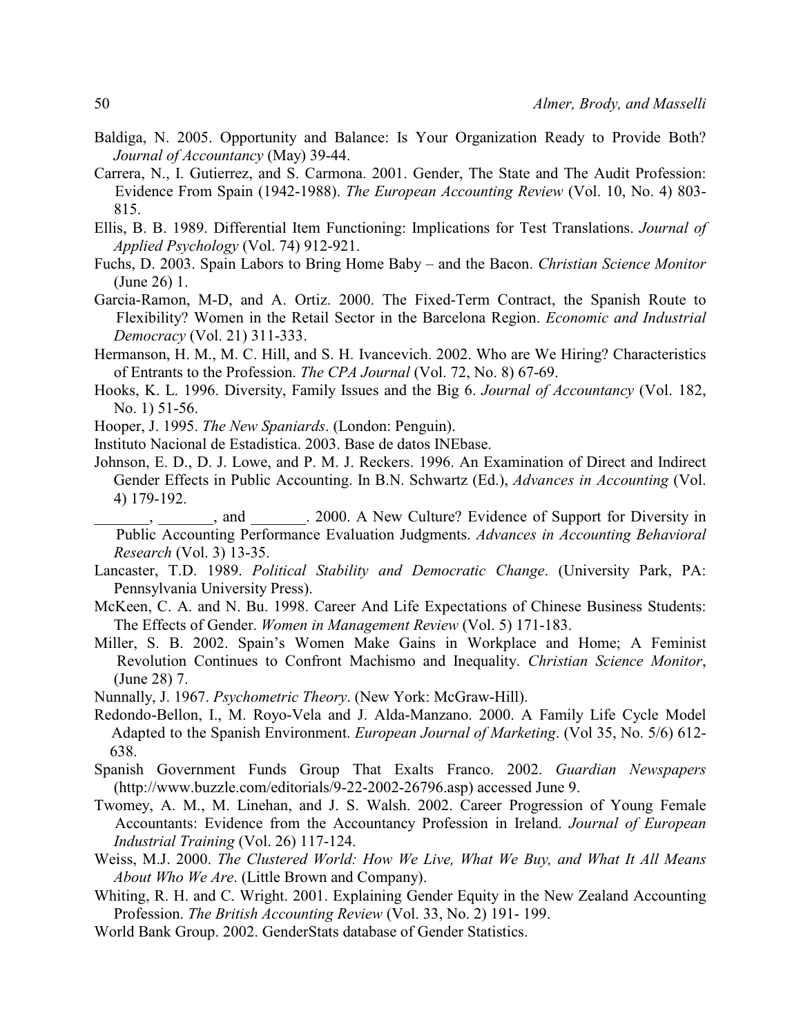Baldiga, N. 2005. Opportunity and Balance: Is Your Organization Ready to Provide Both? *Journal of Accountancy* (May) 39-44.

Carrera, N., I. Gutierrez, and S. Carmona. 2001. Gender, The State and The Audit Profession: Evidence From Spain (1942-1988). *The European Accounting Review* (Vol. 10, No. 4) 803-815.

Ellis, B. B. 1989. Differential Item Functioning: Implications for Test Translations. *Journal of Applied Psychology* (Vol. 74) 912-921.

Fuchs, D. 2003. Spain Labors to Bring Home Baby – and the Bacon. *Christian Science Monitor* (June 26) 1.

Garcia-Ramon, M-D, and A. Ortiz. 2000. The Fixed-Term Contract, the Spanish Route to Flexibility? Women in the Retail Sector in the Barcelona Region. *Economic and Industrial Democracy* (Vol. 21) 311-333.

Hermanson, H. M., M. C. Hill, and S. H. Ivancevich. 2002. Who are We Hiring? Characteristics of Entrants to the Profession. *The CPA Journal* (Vol. 72, No. 8) 67-69.

Hooks, K. L. 1996. Diversity, Family Issues and the Big 6. *Journal of Accountancy* (Vol. 182, No. 1) 51-56.

Hooper, J. 1995. *The New Spaniards*. (London: Penguin).

Instituto Nacional de Estadistica. 2003. Base de datos INEbase.

Johnson, E. D., D. J. Lowe, and P. M. J. Reckers. 1996. An Examination of Direct and Indirect Gender Effects in Public Accounting. In B.N. Schwartz (Ed.), *Advances in Accounting* (Vol. 4) 179-192.

_______, _______, and _______. 2000. A New Culture? Evidence of Support for Diversity in Public Accounting Performance Evaluation Judgments. *Advances in Accounting Behavioral Research* (Vol. 3) 13-35.

Lancaster, T.D. 1989. *Political Stability and Democratic Change*. (University Park, PA: Pennsylvania University Press).

McKeen, C. A. and N. Bu. 1998. Career And Life Expectations of Chinese Business Students: The Effects of Gender. *Women in Management Review* (Vol. 5) 171-183.

Miller, S. B. 2002. Spain's Women Make Gains in Workplace and Home; A Feminist Revolution Continues to Confront Machismo and Inequality. *Christian Science Monitor*, (June 28) 7.

Nunnally, J. 1967. *Psychometric Theory*. (New York: McGraw-Hill).

Redondo-Bellon, I., M. Royo-Vela and J. Alda-Manzano. 2000. A Family Life Cycle Model Adapted to the Spanish Environment. *European Journal of Marketing*. (Vol 35, No. 5/6) 612-638.

Spanish Government Funds Group That Exalts Franco. 2002. *Guardian Newspapers* (http://www.buzzle.com/editorials/9-22-2002-26796.asp) accessed June 9.

Twomey, A. M., M. Linehan, and J. S. Walsh. 2002. Career Progression of Young Female Accountants: Evidence from the Accountancy Profession in Ireland. *Journal of European Industrial Training* (Vol. 26) 117-124.

Weiss, M.J. 2000. *The Clustered World: How We Live, What We Buy, and What It All Means About Who We Are*. (Little Brown and Company).

Whiting, R. H. and C. Wright. 2001. Explaining Gender Equity in the New Zealand Accounting Profession. *The British Accounting Review* (Vol. 33, No. 2) 191- 199.

World Bank Group. 2002. GenderStats database of Gender Statistics.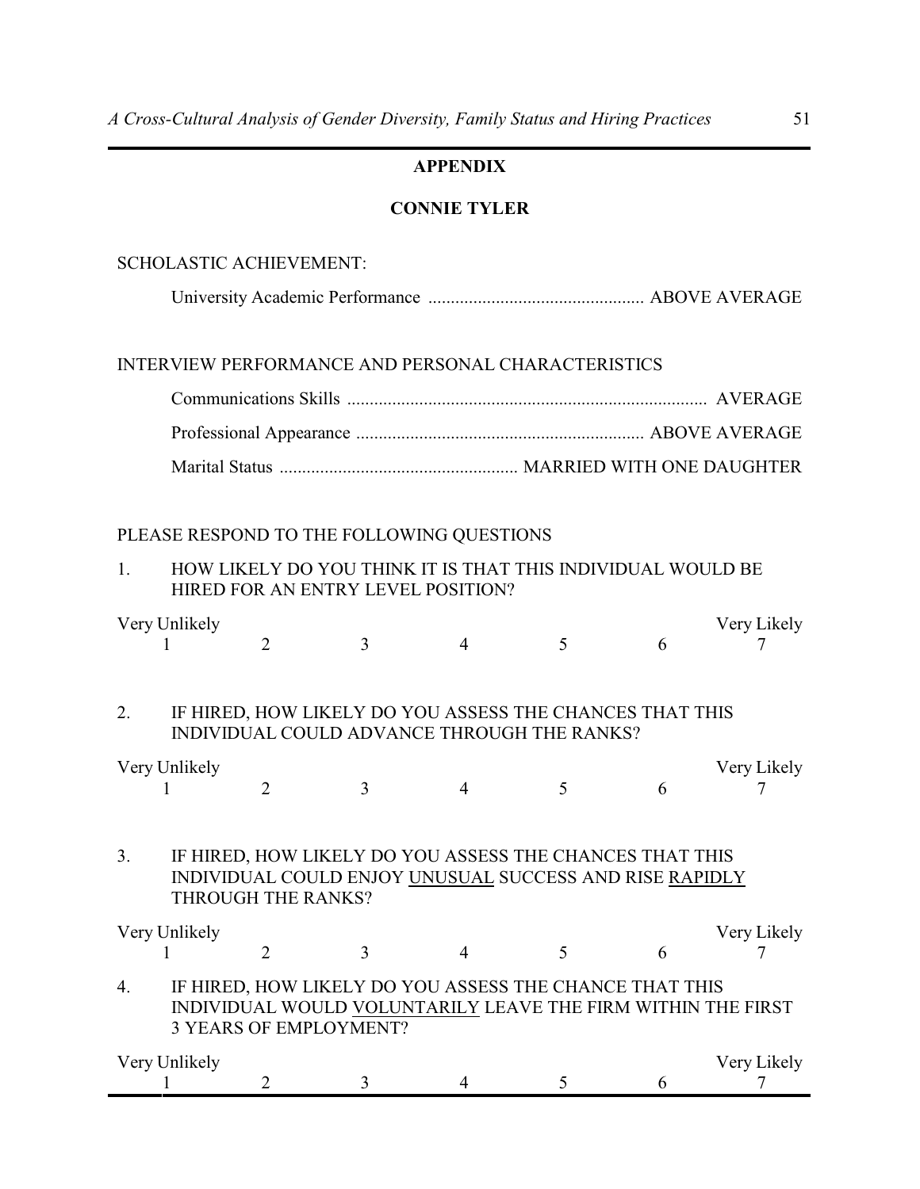## APPENDIX

### CONNIE TYLER

SCHOLASTIC ACHIEVEMENT:

University Academic Performance ................................................ ABOVE AVERAGE

INTERVIEW PERFORMANCE AND PERSONAL CHARACTERISTICS

Communications Skills ................................................................................ AVERAGE

Professional Appearance ................................................................ ABOVE AVERAGE

Marital Status ..................................................... MARRIED WITH ONE DAUGHTER

PLEASE RESPOND TO THE FOLLOWING QUESTIONS

1. HOW LIKELY DO YOU THINK IT IS THAT THIS INDIVIDUAL WOULD BE HIRED FOR AN ENTRY LEVEL POSITION?

| Very Unlikely | | | | | | Very Likely |
|---|---|---|---|---|---|---|
| 1 | 2 | 3 | 4 | 5 | 6 | 7 |

2. IF HIRED, HOW LIKELY DO YOU ASSESS THE CHANCES THAT THIS INDIVIDUAL COULD ADVANCE THROUGH THE RANKS?

| Very Unlikely | | | | | | Very Likely |
|---|---|---|---|---|---|---|
| 1 | 2 | 3 | 4 | 5 | 6 | 7 |

3. IF HIRED, HOW LIKELY DO YOU ASSESS THE CHANCES THAT THIS INDIVIDUAL COULD ENJOY <u>UNUSUAL</u> SUCCESS AND RISE <u>RAPIDLY</u> THROUGH THE RANKS?

| Very Unlikely | | | | | | Very Likely |
|---|---|---|---|---|---|---|
| 1 | 2 | 3 | 4 | 5 | 6 | 7 |

4. IF HIRED, HOW LIKELY DO YOU ASSESS THE CHANCE THAT THIS INDIVIDUAL WOULD <u>VOLUNTARILY</u> LEAVE THE FIRM WITHIN THE FIRST 3 YEARS OF EMPLOYMENT?

| Very Unlikely | | | | | | Very Likely |
|---|---|---|---|---|---|---|
| 1 | 2 | 3 | 4 | 5 | 6 | 7 |